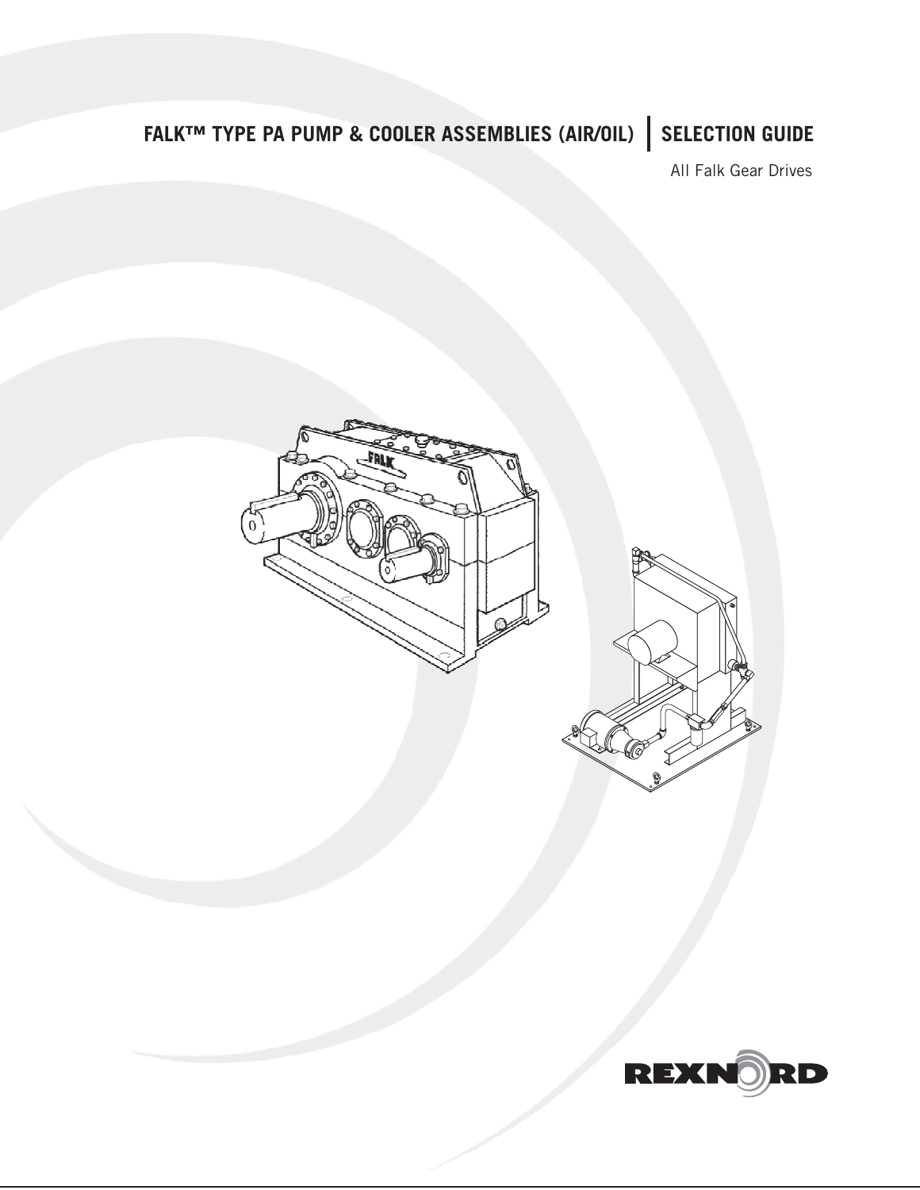# FALK™ TYPE PA PUMP & COOLER ASSEMBLIES (AIR/OIL) | SELECTION GUIDE

All Falk Gear Drives

REXNORD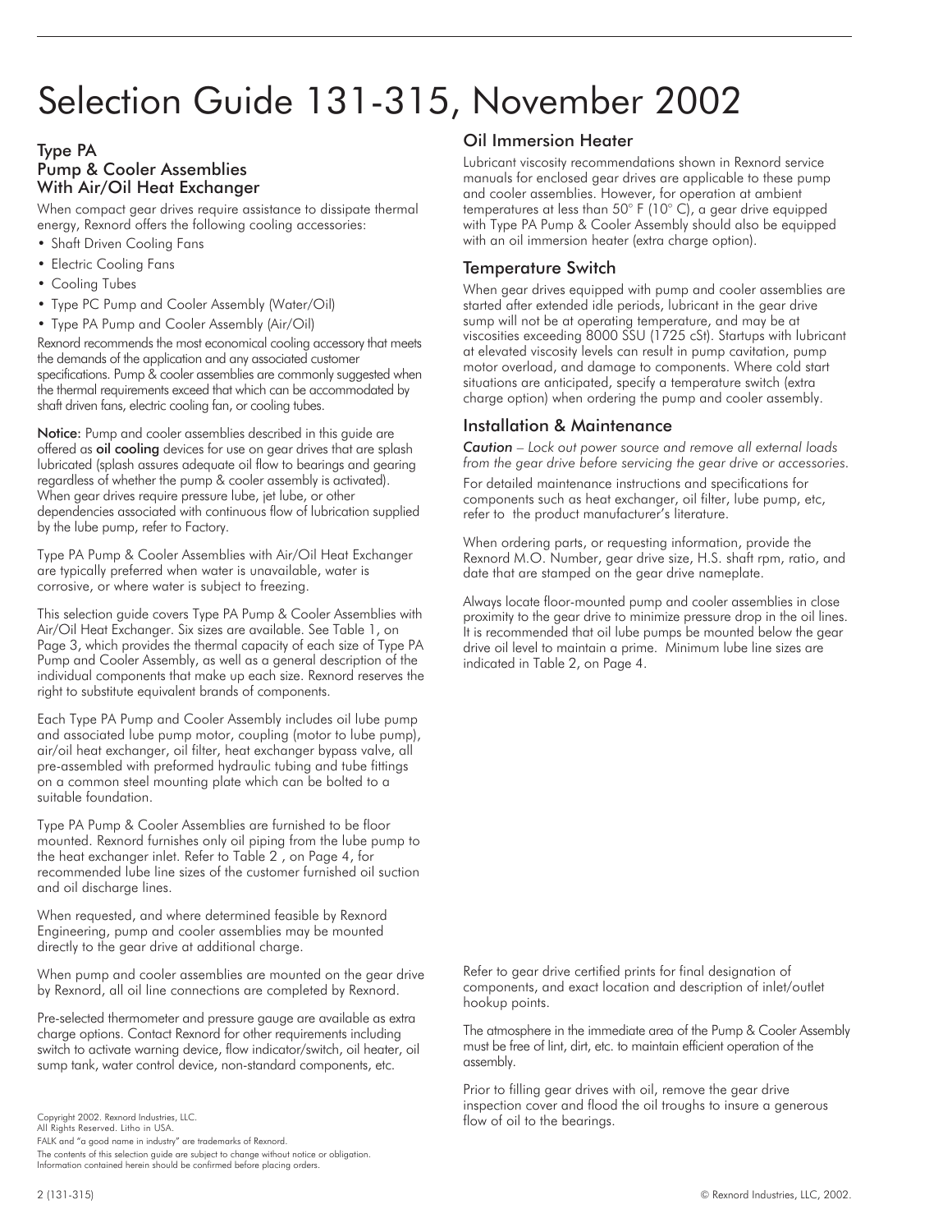# Selection Guide 131-315, November 2002

## Type PA Pump & Cooler Assemblies With Air/Oil Heat Exchanger

When compact gear drives require assistance to dissipate thermal energy, Rexnord offers the following cooling accessories:

- Shaft Driven Cooling Fans
- Electric Cooling Fans
- Cooling Tubes
- Type PC Pump and Cooler Assembly (Water/Oil)
- Type PA Pump and Cooler Assembly (Air/Oil)

Rexnord recommends the most economical cooling accessory that meets the demands of the application and any associated customer specifications. Pump & cooler assemblies are commonly suggested when the thermal requirements exceed that which can be accommodated by shaft driven fans, electric cooling fan, or cooling tubes.

**Notice:** Pump and cooler assemblies described in this guide are offered as **oil cooling** devices for use on gear drives that are splash lubricated (splash assures adequate oil flow to bearings and gearing regardless of whether the pump & cooler assembly is activated). When gear drives require pressure lube, jet lube, or other dependencies associated with continuous flow of lubrication supplied by the lube pump, refer to Factory.

Type PA Pump & Cooler Assemblies with Air/Oil Heat Exchanger are typically preferred when water is unavailable, water is corrosive, or where water is subject to freezing.

This selection guide covers Type PA Pump & Cooler Assemblies with Air/Oil Heat Exchanger. Six sizes are available. See Table 1, on Page 3, which provides the thermal capacity of each size of Type PA Pump and Cooler Assembly, as well as a general description of the individual components that make up each size. Rexnord reserves the right to substitute equivalent brands of components.

Each Type PA Pump and Cooler Assembly includes oil lube pump and associated lube pump motor, coupling (motor to lube pump), air/oil heat exchanger, oil filter, heat exchanger bypass valve, all pre-assembled with preformed hydraulic tubing and tube fittings on a common steel mounting plate which can be bolted to a suitable foundation.

Type PA Pump & Cooler Assemblies are furnished to be floor mounted. Rexnord furnishes only oil piping from the lube pump to the heat exchanger inlet. Refer to Table 2 , on Page 4, for recommended lube line sizes of the customer furnished oil suction and oil discharge lines.

When requested, and where determined feasible by Rexnord Engineering, pump and cooler assemblies may be mounted directly to the gear drive at additional charge.

When pump and cooler assemblies are mounted on the gear drive by Rexnord, all oil line connections are completed by Rexnord.

Pre-selected thermometer and pressure gauge are available as extra charge options. Contact Rexnord for other requirements including switch to activate warning device, flow indicator/switch, oil heater, oil sump tank, water control device, non-standard components, etc.

## Oil Immersion Heater

Lubricant viscosity recommendations shown in Rexnord service manuals for enclosed gear drives are applicable to these pump and cooler assemblies. However, for operation at ambient temperatures at less than 50° F (10° C), a gear drive equipped with Type PA Pump & Cooler Assembly should also be equipped with an oil immersion heater (extra charge option).

## Temperature Switch

When gear drives equipped with pump and cooler assemblies are started after extended idle periods, lubricant in the gear drive sump will not be at operating temperature, and may be at viscosities exceeding 8000 SSU (1725 cSt). Startups with lubricant at elevated viscosity levels can result in pump cavitation, pump motor overload, and damage to components. Where cold start situations are anticipated, specify a temperature switch (extra charge option) when ordering the pump and cooler assembly.

## Installation & Maintenance

***Caution*** *– Lock out power source and remove all external loads from the gear drive before servicing the gear drive or accessories.*

For detailed maintenance instructions and specifications for components such as heat exchanger, oil filter, lube pump, etc, refer to the product manufacturer's literature.

When ordering parts, or requesting information, provide the Rexnord M.O. Number, gear drive size, H.S. shaft rpm, ratio, and date that are stamped on the gear drive nameplate.

Always locate floor-mounted pump and cooler assemblies in close proximity to the gear drive to minimize pressure drop in the oil lines. It is recommended that oil lube pumps be mounted below the gear drive oil level to maintain a prime. Minimum lube line sizes are indicated in Table 2, on Page 4.

Refer to gear drive certified prints for final designation of components, and exact location and description of inlet/outlet hookup points.

The atmosphere in the immediate area of the Pump & Cooler Assembly must be free of lint, dirt, etc. to maintain efficient operation of the assembly.

Prior to filling gear drives with oil, remove the gear drive inspection cover and flood the oil troughs to insure a generous flow of oil to the bearings.

Copyright 2002. Rexnord Industries, LLC.
All Rights Reserved. Litho in USA.
FALK and "a good name in industry" are trademarks of Rexnord.
The contents of this selection guide are subject to change without notice or obligation.
Information contained herein should be confirmed before placing orders.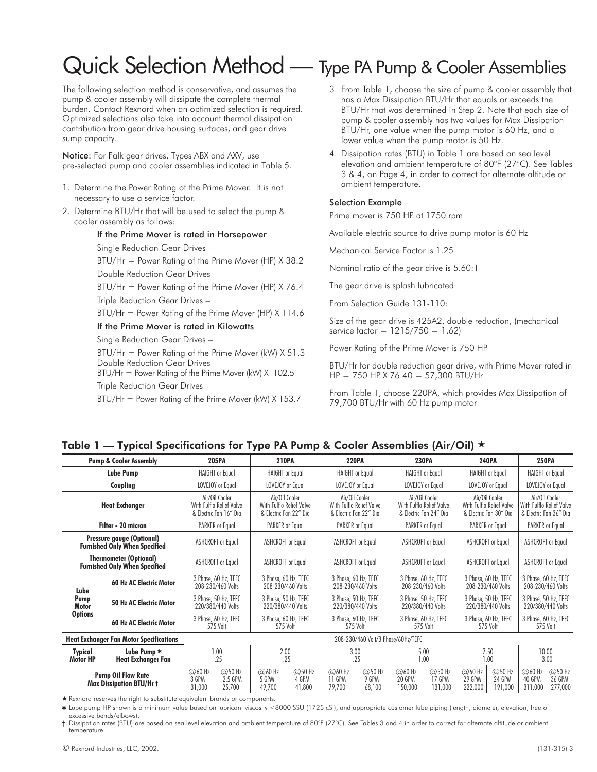# Quick Selection Method — Type PA Pump & Cooler Assemblies

The following selection method is conservative, and assumes the pump & cooler assembly will dissipate the complete thermal burden. Contact Rexnord when an optimized selection is required. Optimized selections also take into account thermal dissipation contribution from gear drive housing surfaces, and gear drive sump capacity.

**Notice:** For Falk gear drives, Types ABX and AXV, use pre-selected pump and cooler assemblies indicated in Table 5.

1. Determine the Power Rating of the Prime Mover. It is not necessary to use a service factor.
2. Determine BTU/Hr that will be used to select the pump & cooler assembly as follows:

   **If the Prime Mover is rated in Horsepower**

   Single Reduction Gear Drives –

   BTU/Hr = Power Rating of the Prime Mover (HP) X 38.2

   Double Reduction Gear Drives –

   BTU/Hr = Power Rating of the Prime Mover (HP) X 76.4

   Triple Reduction Gear Drives –

   BTU/Hr = Power Rating of the Prime Mover (HP) X 114.6

   **If the Prime Mover is rated in Kilowatts**

   Single Reduction Gear Drives –

   BTU/Hr = Power Rating of the Prime Mover (kW) X 51.3

   Double Reduction Gear Drives –

   BTU/Hr = Power Rating of the Prime Mover (kW) X 102.5

   Triple Reduction Gear Drives –

   BTU/Hr = Power Rating of the Prime Mover (kW) X 153.7

3. From Table 1, choose the size of pump & cooler assembly that has a Max Dissipation BTU/Hr that equals or exceeds the BTU/Hr that was determined in Step 2. Note that each size of pump & cooler assembly has two values for Max Dissipation BTU/Hr, one value when the pump motor is 60 Hz, and a lower value when the pump motor is 50 Hz.
4. Dissipation rates (BTU) in Table 1 are based on sea level elevation and ambient temperature of 80°F (27°C). See Tables 3 & 4, on Page 4, in order to correct for alternate altitude or ambient temperature.

### Selection Example

Prime mover is 750 HP at 1750 rpm

Available electric source to drive pump motor is 60 Hz

Mechanical Service Factor is 1.25

Nominal ratio of the gear drive is 5.60:1

The gear drive is splash lubricated

From Selection Guide 131-110:

Size of the gear drive is 425A2, double reduction, (mechanical service factor = 1215/750 = 1.62)

Power Rating of the Prime Mover is 750 HP

BTU/Hr for double reduction gear drive, with Prime Mover rated in HP = 750 HP X 76.40 = 57,300 BTU/Hr

From Table 1, choose 220PA, which provides Max Dissipation of 79,700 BTU/Hr with 60 Hz pump motor

## Table 1 — Typical Specifications for Type PA Pump & Cooler Assemblies (Air/Oil) ★

| Pump & Cooler Assembly | | 205PA | | 210PA | | 220PA | | 230PA | | 240PA | | 250PA | |
|---|---|---|---|---|---|---|---|---|---|---|---|---|---|
| Lube Pump | | HAIGHT or Equal | | HAIGHT or Equal | | HAIGHT or Equal | | HAIGHT or Equal | | HAIGHT or Equal | | HAIGHT or Equal | |
| Coupling | | LOVEJOY or Equal | | LOVEJOY or Equal | | LOVEJOY or Equal | | LOVEJOY or Equal | | LOVEJOY or Equal | | LOVEJOY or Equal | |
| Heat Exchanger | | Air/Oil Cooler With Fulflo Relief Valve & Electric Fan 16" Dia | | Air/Oil Cooler With Fulflo Relief Valve & Electric Fan 22" Dia | | Air/Oil Cooler With Fulflo Relief Valve & Electric Fan 22" Dia | | Air/Oil Cooler With Fulflo Relief Valve & Electric Fan 24" Dia | | Air/Oil Cooler With Fulflo Relief Valve & Electric Fan 30" Dia | | Air/Oil Cooler With Fulflo Relief Valve & Electric Fan 36" Dia | |
| Filter - 20 micron | | PARKER or Equal | | PARKER or Equal | | PARKER or Equal | | PARKER or Equal | | PARKER or Equal | | PARKER or Equal | |
| Pressure gauge (Optional) Furnished Only When Specified | | ASHCROFT or Equal | | ASHCROFT or Equal | | ASHCROFT or Equal | | ASHCROFT or Equal | | ASHCROFT or Equal | | ASHCROFT or Equal | |
| Thermometer (Optional) Furnished Only When Specified | | ASHCROFT or Equal | | ASHCROFT or Equal | | ASHCROFT or Equal | | ASHCROFT or Equal | | ASHCROFT or Equal | | ASHCROFT or Equal | |
| Lube Pump Motor Options | 60 Hz AC Electric Motor | 3 Phase, 60 Hz, TEFC 208-230/460 Volts | | 3 Phase, 60 Hz, TEFC 208-230/460 Volts | | 3 Phase, 60 Hz, TEFC 208-230/460 Volts | | 3 Phase, 60 Hz, TEFC 208-230/460 Volts | | 3 Phase, 60 Hz, TEFC 208-230/460 Volts | | 3 Phase, 60 Hz, TEFC 208-230/460 Volts | |
| | 50 Hz AC Electric Motor | 3 Phase, 50 Hz, TEFC 220/380/440 Volts | | 3 Phase, 50 Hz, TEFC 220/380/440 Volts | | 3 Phase, 50 Hz, TEFC 220/380/440 Volts | | 3 Phase, 50 Hz, TEFC 220/380/440 Volts | | 3 Phase, 50 Hz, TEFC 220/380/440 Volts | | 3 Phase, 50 Hz, TEFC 220/380/440 Volts | |
| | 60 Hz AC Electric Motor | 3 Phase, 60 Hz, TEFC 575 Volt | | 3 Phase, 60 Hz, TEFC 575 Volt | | 3 Phase, 60 Hz, TEFC 575 Volt | | 3 Phase, 60 Hz, TEFC 575 Volt | | 3 Phase, 60 Hz, TEFC 575 Volt | | 3 Phase, 60 Hz, TEFC 575 Volt | |
| Heat Exchanger Fan Motor Specifications | | 208-230/460 Volt/3 Phase/60Hz/TEFC | | | | | | | | | | | |
| Typical Motor HP | Lube Pump ✱ / Heat Exchanger Fan | 1.00 / .25 | | 2.00 / .25 | | 3.00 / .25 | | 5.00 / 1.00 | | 7.50 / 1.00 | | 10.00 / 3.00 | |
| Pump Oil Flow Rate / Max Dissipation BTU/Hr † | | @60 Hz 3 GPM 31,000 | @50 Hz 2.5 GPM 25,700 | @60 Hz 5 GPM 49,700 | @50 Hz 4 GPM 41,800 | @60 Hz 11 GPM 79,700 | @50 Hz 9 GPM 68,100 | @60 Hz 20 GPM 150,000 | @50 Hz 17 GPM 131,000 | @60 Hz 29 GPM 222,000 | @50 Hz 24 GPM 191,000 | @60 Hz 40 GPM 311,000 | @50 Hz 36 GPM 277,000 |

★ Rexnord reserves the right to substitute equivalent brands or components.

✱ Lube pump HP shown is a minimum value based on lubricant viscosity <8000 SSU (1725 cSt), and appropriate customer lube piping (length, diameter, elevation, free of excessive bends/elbows).

† Dissipation rates (BTU) are based on sea level elevation and ambient temperature of 80°F (27°C). See Tables 3 and 4 in order to correct for alternate altitude or ambient temperature.

© Rexnord Industries, LLC, 2002.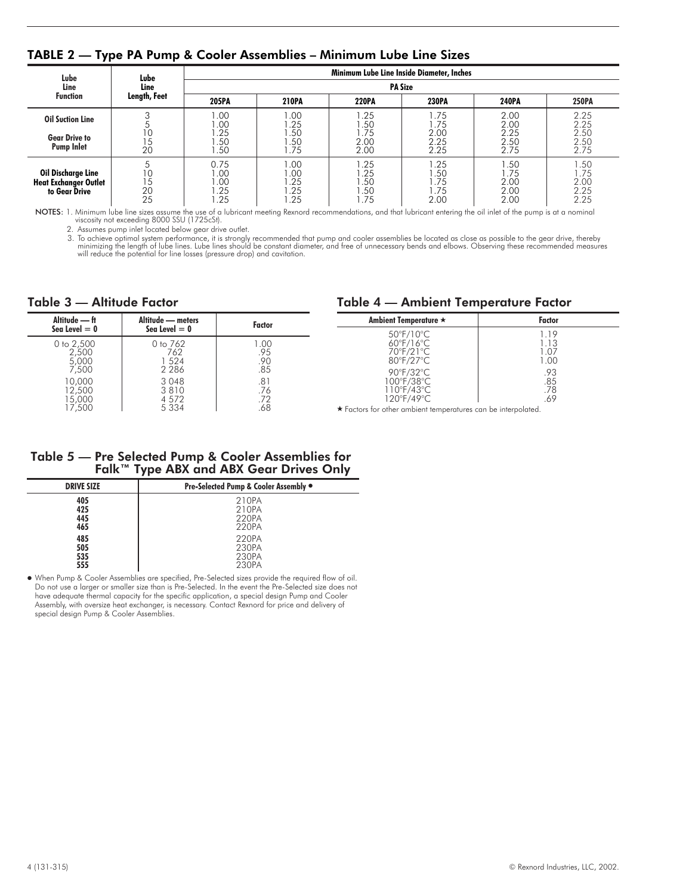## TABLE 2 — Type PA Pump & Cooler Assemblies – Minimum Lube Line Sizes

| Lube Line Function | Lube Line Length, Feet | Minimum Lube Line Inside Diameter, Inches | | | | | |
|---|---|---|---|---|---|---|---|
| | | PA Size | | | | | |
| | | **205PA** | **210PA** | **220PA** | **230PA** | **240PA** | **250PA** |
| **Oil Suction Line** | 3 | 1.00 | 1.00 | 1.25 | 1.75 | 2.00 | 2.25 |
| | 5 | 1.00 | 1.25 | 1.50 | 1.75 | 2.00 | 2.25 |
| **Gear Drive to Pump Inlet** | 10 | 1.25 | 1.50 | 1.75 | 2.00 | 2.25 | 2.50 |
| | 15 | 1.50 | 1.50 | 2.00 | 2.25 | 2.50 | 2.50 |
| | 20 | 1.50 | 1.75 | 2.00 | 2.25 | 2.75 | 2.75 |
| **Oil Discharge Line Heat Exchanger Outlet to Gear Drive** | 5 | 0.75 | 1.00 | 1.25 | 1.25 | 1.50 | 1.50 |
| | 10 | 1.00 | 1.00 | 1.25 | 1.50 | 1.75 | 1.75 |
| | 15 | 1.00 | 1.25 | 1.50 | 1.75 | 2.00 | 2.00 |
| | 20 | 1.25 | 1.25 | 1.50 | 1.75 | 2.00 | 2.25 |
| | 25 | 1.25 | 1.25 | 1.75 | 2.00 | 2.00 | 2.25 |

NOTES: 1. Minimum lube line sizes assume the use of a lubricant meeting Rexnord recommendations, and that lubricant entering the oil inlet of the pump is at a nominal viscosity not exceeding 8000 SSU (1725cSt).

2. Assumes pump inlet located below gear drive outlet.

3. To achieve optimal system performance, it is strongly recommended that pump and cooler assemblies be located as close as possible to the gear drive, thereby minimizing the length of lube lines. Lube lines should be constant diameter, and free of unnecessary bends and elbows. Observing these recommended measures will reduce the potential for line losses (pressure drop) and cavitation.

## Table 3 — Altitude Factor

| Altitude — ft Sea Level = 0 | Altitude — meters Sea Level = 0 | Factor |
|---|---|---|
| 0 to 2,500 | 0 to 762 | 1.00 |
| 2,500 | 762 | .95 |
| 5,000 | 1 524 | .90 |
| 7,500 | 2 286 | .85 |
| 10,000 | 3 048 | .81 |
| 12,500 | 3 810 | .76 |
| 15,000 | 4 572 | .72 |
| 17,500 | 5 334 | .68 |

## Table 4 — Ambient Temperature Factor

| Ambient Temperature ★ | Factor |
|---|---|
| 50°F/10°C | 1.19 |
| 60°F/16°C | 1.13 |
| 70°F/21°C | 1.07 |
| 80°F/27°C | 1.00 |
| 90°F/32°C | .93 |
| 100°F/38°C | .85 |
| 110°F/43°C | .78 |
| 120°F/49°C | .69 |

★ Factors for other ambient temperatures can be interpolated.

## Table 5 — Pre Selected Pump & Cooler Assemblies for Falk™ Type ABX and ABX Gear Drives Only

| DRIVE SIZE | Pre-Selected Pump & Cooler Assembly ● |
|---|---|
| **405** | 210PA |
| **425** | 210PA |
| **445** | 220PA |
| **465** | 220PA |
| **485** | 220PA |
| **505** | 230PA |
| **535** | 230PA |
| **555** | 230PA |

● When Pump & Cooler Assemblies are specified, Pre-Selected sizes provide the required flow of oil. Do not use a larger or smaller size than is Pre-Selected. In the event the Pre-Selected size does not have adequate thermal capacity for the specific application, a special design Pump and Cooler Assembly, with oversize heat exchanger, is necessary. Contact Rexnord for price and delivery of special design Pump & Cooler Assemblies.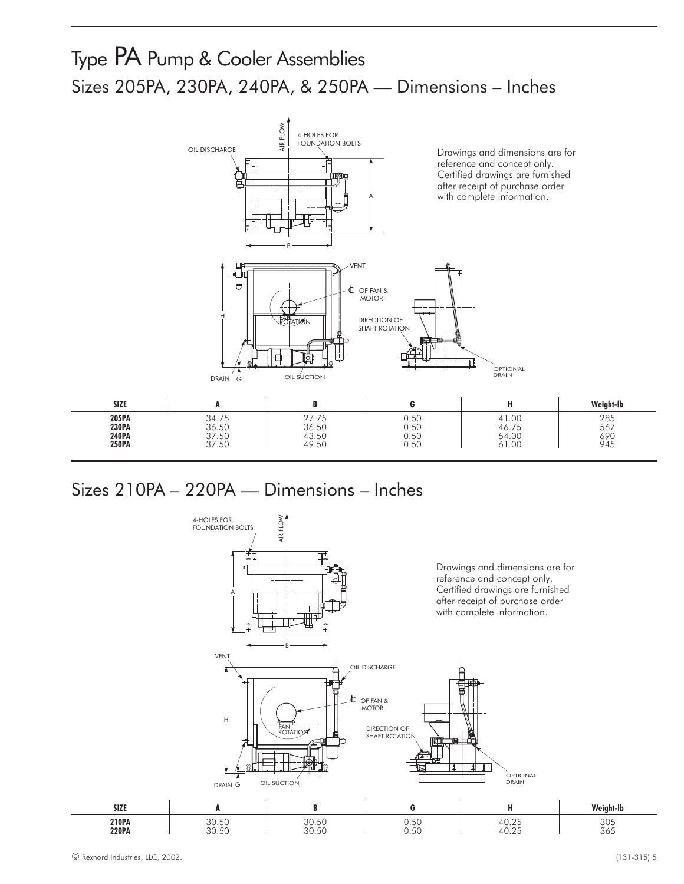# Type PA Pump & Cooler Assemblies

## Sizes 205PA, 230PA, 240PA, & 250PA — Dimensions – Inches

Drawings and dimensions are for reference and concept only. Certified drawings are furnished after receipt of purchase order with complete information.

| SIZE | A | B | G | H | Weight-lb |
|---|---|---|---|---|---|
| **205PA** | 34.75 | 27.75 | 0.50 | 41.00 | 285 |
| **230PA** | 36.50 | 36.50 | 0.50 | 46.75 | 567 |
| **240PA** | 37.50 | 43.50 | 0.50 | 54.00 | 690 |
| **250PA** | 37.50 | 49.50 | 0.50 | 61.00 | 945 |

## Sizes 210PA – 220PA — Dimensions – Inches

Drawings and dimensions are for reference and concept only. Certified drawings are furnished after receipt of purchase order with complete information.

| SIZE | A | B | G | H | Weight-lb |
|---|---|---|---|---|---|
| **210PA** | 30.50 | 30.50 | 0.50 | 40.25 | 305 |
| **220PA** | 30.50 | 30.50 | 0.50 | 40.25 | 365 |

© Rexnord Industries, LLC, 2002. (131-315)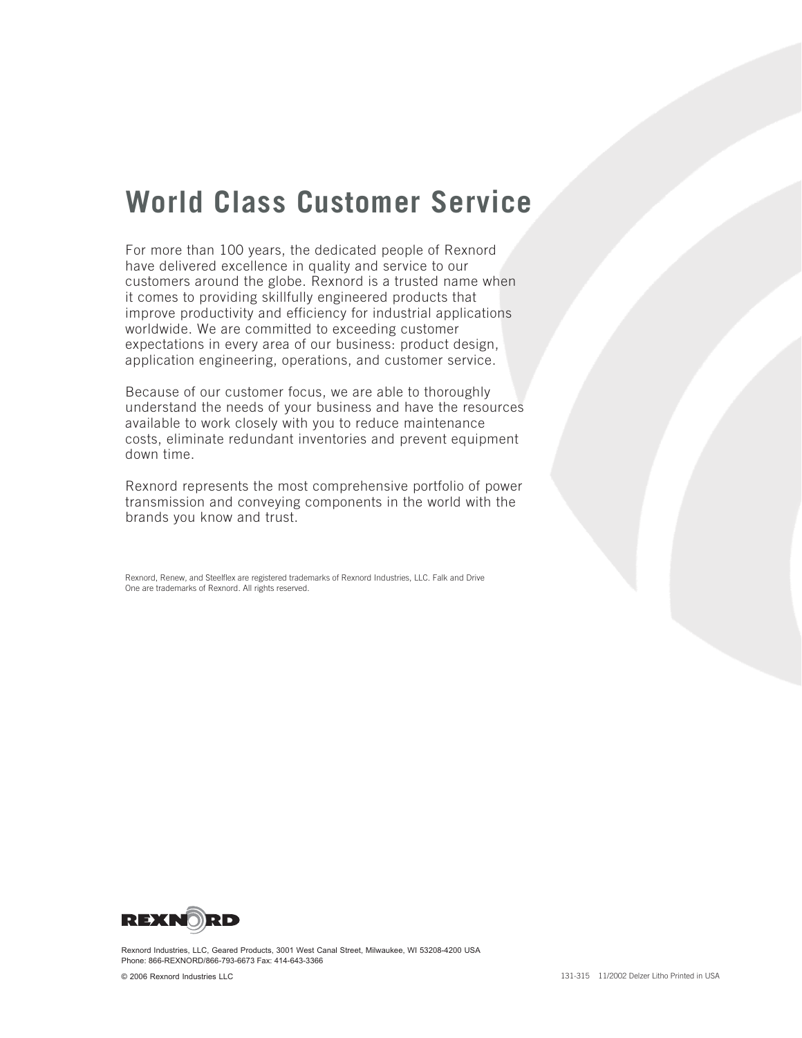# World Class Customer Service

For more than 100 years, the dedicated people of Rexnord have delivered excellence in quality and service to our customers around the globe. Rexnord is a trusted name when it comes to providing skillfully engineered products that improve productivity and efficiency for industrial applications worldwide. We are committed to exceeding customer expectations in every area of our business: product design, application engineering, operations, and customer service.

Because of our customer focus, we are able to thoroughly understand the needs of your business and have the resources available to work closely with you to reduce maintenance costs, eliminate redundant inventories and prevent equipment down time.

Rexnord represents the most comprehensive portfolio of power transmission and conveying components in the world with the brands you know and trust.

Rexnord, Renew, and Steelflex are registered trademarks of Rexnord Industries, LLC. Falk and Drive One are trademarks of Rexnord. All rights reserved.

REXNORD

Rexnord Industries, LLC, Geared Products, 3001 West Canal Street, Milwaukee, WI 53208-4200 USA
Phone: 866-REXNORD/866-793-6673 Fax: 414-643-3366

© 2006 Rexnord Industries LLC

131-315 11/2002 Delzer Litho Printed in USA